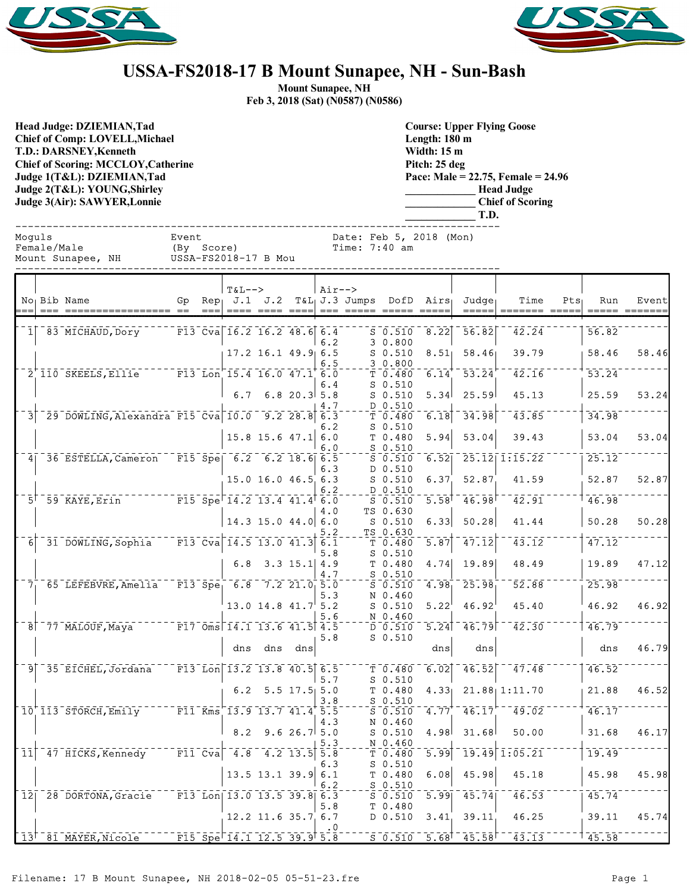# USSA-FS2018-17 B Mount Sunapee, NH - Sun-Bash

**Mount Sunapee, NH**
**Feb 3, 2018 (Sat) (N0587) (N0586)**

**Head Judge: DZIEMIAN,Tad**
**Chief of Comp: LOVELL,Michael**
**T.D.: DARSNEY,Kenneth**
**Chief of Scoring: MCCLOY,Catherine**
**Judge 1(T&L): DZIEMIAN,Tad**
**Judge 2(T&L): YOUNG,Shirley**
**Judge 3(Air): SAWYER,Lonnie**

**Course: Upper Flying Goose**
**Length: 180 m**
**Width: 15 m**
**Pitch: 25 deg**
**Pace: Male = 22.75, Female = 24.96**
**____________ Head Judge**
**____________ Chief of Scoring**
**____________ T.D.**

```
Moguls                   Event                  Date: Feb 5, 2018 (Mon)
Female/Male              (By  Score)            Time: 7:40 am
Mount Sunapee, NH        USSA-FS2018-17 B Mou
```

| No | Bib | Name | Gp | Rep | T&L J.1 | T&L J.2 | T&L | Air J.3 | Jumps | DofD | Airs | Judge | Time | Pts | Run | Event |
|---|---|---|---|---|---|---|---|---|---|---|---|---|---|---|---|---|
| 1 | 83 | MICHAUD,Dory | F13 | Cva | 16.2 | 16.2 | 48.6 | 6.4 | S | 0.510 | 8.22 | 56.82 | 42.24 | | 56.82 | |
| | | | | | | | | 6.2 | 3 | 0.800 | | | | | | |
| | | | | | 17.2 | 16.1 | 49.9 | 6.5 | S | 0.510 | 8.51 | 58.46 | 39.79 | | 58.46 | 58.46 |
| | | | | | | | | 6.5 | 3 | 0.800 | | | | | | |
| 2 | 110 | SKEELS,Ellie | F13 | Lon | 15.4 | 16.0 | 47.1 | 6.0 | T | 0.480 | 6.14 | 53.24 | 42.16 | | 53.24 | |
| | | | | | | | | 6.4 | S | 0.510 | | | | | | |
| | | | | | 6.7 | 6.8 | 20.3 | 5.8 | S | 0.510 | 5.34 | 25.59 | 45.13 | | 25.59 | 53.24 |
| | | | | | | | | 4.7 | D | 0.510 | | | | | | |
| 3 | 29 | DOWLING,Alexandra | F15 | Cva | 10.0 | 9.2 | 28.8 | 6.3 | T | 0.480 | 6.18 | 34.98 | 43.85 | | 34.98 | |
| | | | | | | | | 6.2 | S | 0.510 | | | | | | |
| | | | | | 15.8 | 15.6 | 47.1 | 6.0 | T | 0.480 | 5.94 | 53.04 | 39.43 | | 53.04 | 53.04 |
| | | | | | | | | 6.0 | S | 0.510 | | | | | | |
| 4 | 36 | ESTELLA,Cameron | F15 | Spe | 6.2 | 6.2 | 18.6 | 6.5 | S | 0.510 | 6.52 | 25.12 | 1:15.22 | | 25.12 | |
| | | | | | | | | 6.3 | D | 0.510 | | | | | | |
| | | | | | 15.0 | 16.0 | 46.5 | 6.3 | S | 0.510 | 6.37 | 52.87 | 41.59 | | 52.87 | 52.87 |
| | | | | | | | | 6.2 | D | 0.510 | | | | | | |
| 5 | 59 | KAYE,Erin | F15 | Spe | 14.2 | 13.4 | 41.4 | 6.0 | S | 0.510 | 5.58 | 46.98 | 42.91 | | 46.98 | |
| | | | | | | | | 4.0 | TS | 0.630 | | | | | | |
| | | | | | 14.3 | 15.0 | 44.0 | 6.0 | S | 0.510 | 6.33 | 50.28 | 41.44 | | 50.28 | 50.28 |
| | | | | | | | | 5.2 | TS | 0.630 | | | | | | |
| 6 | 31 | DOWLING,Sophia | F13 | Cva | 14.5 | 13.0 | 41.3 | 6.1 | T | 0.480 | 5.87 | 47.12 | 43.12 | | 47.12 | |
| | | | | | | | | 5.8 | S | 0.510 | | | | | | |
| | | | | | 6.8 | 3.3 | 15.1 | 4.9 | T | 0.480 | 4.74 | 19.89 | 48.49 | | 19.89 | 47.12 |
| | | | | | | | | 4.7 | S | 0.510 | | | | | | |
| 7 | 65 | LEFEBVRE,Amelia | F13 | Spe | 6.8 | 7.2 | 21.0 | 5.0 | S | 0.510 | 4.98 | 25.98 | 52.88 | | 25.98 | |
| | | | | | | | | 5.3 | N | 0.460 | | | | | | |
| | | | | | 13.0 | 14.8 | 41.7 | 5.2 | S | 0.510 | 5.22 | 46.92 | 45.40 | | 46.92 | 46.92 |
| | | | | | | | | 5.6 | N | 0.460 | | | | | | |
| 8 | 77 | MALOUF,Maya | F17 | Oms | 14.1 | 13.6 | 41.5 | 4.5 | D | 0.510 | 5.24 | 46.79 | 42.30 | | 46.79 | |
| | | | | | | | | 5.8 | S | 0.510 | | | | | | |
| | | | | | dns | dns | dns | | | | dns | dns | | | dns | 46.79 |
| 9 | 35 | EICHEL,Jordana | F13 | Lon | 13.2 | 13.8 | 40.5 | 6.5 | T | 0.480 | 6.02 | 46.52 | 47.48 | | 46.52 | |
| | | | | | | | | 5.7 | S | 0.510 | | | | | | |
| | | | | | 6.2 | 5.5 | 17.5 | 5.0 | T | 0.480 | 4.33 | 21.88 | 1:11.70 | | 21.88 | 46.52 |
| | | | | | | | | 3.8 | S | 0.510 | | | | | | |
| 10 | 113 | STORCH,Emily | F11 | Kms | 13.9 | 13.7 | 41.4 | 5.5 | S | 0.510 | 4.77 | 46.17 | 49.02 | | 46.17 | |
| | | | | | | | | 4.3 | N | 0.460 | | | | | | |
| | | | | | 8.2 | 9.6 | 26.7 | 5.0 | S | 0.510 | 4.98 | 31.68 | 50.00 | | 31.68 | 46.17 |
| | | | | | | | | 5.3 | N | 0.460 | | | | | | |
| 11 | 47 | HICKS,Kennedy | F11 | Cva | 4.8 | 4.2 | 13.5 | 5.8 | T | 0.480 | 5.99 | 19.49 | 1:05.21 | | 19.49 | |
| | | | | | | | | 6.3 | S | 0.510 | | | | | | |
| | | | | | 13.5 | 13.1 | 39.9 | 6.1 | T | 0.480 | 6.08 | 45.98 | 45.18 | | 45.98 | 45.98 |
| | | | | | | | | 6.2 | S | 0.510 | | | | | | |
| 12 | 28 | DORTONA,Gracie | F13 | Lon | 13.0 | 13.5 | 39.8 | 6.3 | S | 0.510 | 5.99 | 45.74 | 46.53 | | 45.74 | |
| | | | | | | | | 5.8 | T | 0.480 | | | | | | |
| | | | | | 12.2 | 11.6 | 35.7 | 6.7 | D | 0.510 | 3.41 | 39.11 | 46.25 | | 39.11 | 45.74 |
| | | | | | | | | .0 | | | | | | | | |
| 13 | 81 | MAYER,Nicole | F15 | Spe | 14.1 | 12.5 | 39.9 | 5.8 | S | 0.510 | 5.68 | 45.58 | 43.13 | | 45.58 | |

Filename: 17 B Mount Sunapee, NH 2018-02-05 05-51-23.fre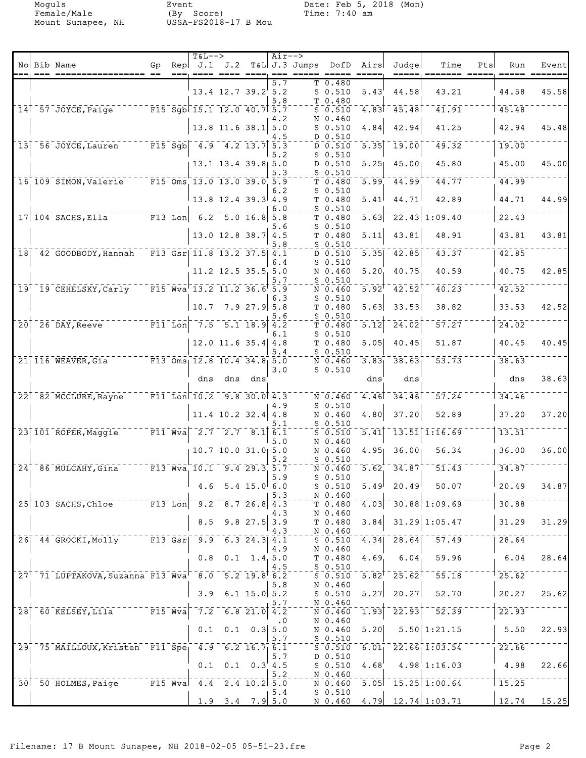Moguls
Female/Male
Mount Sunapee, NH

Event
(By Score)
USSA-FS2018-17 B Mou

Date: Feb 5, 2018 (Mon)
Time: 7:40 am

| No | Bib | Name | Gp | Rep | J.1 | J.2 | T&L | J.3 | Jumps | DofD | Airs | Judge | Time | Pts | Run | Event |
|---|---|---|---|---|---|---|---|---|---|---|---|---|---|---|---|---|
| | | | | | | | | 5.7 | T | 0.480 | | | | | | |
| | | | | | 13.4 | 12.7 | 39.2 | 5.2 | S | 0.510 | 5.43 | 44.58 | 43.21 | | 44.58 | 45.58 |
| | | | | | | | | 5.8 | T | 0.480 | | | | | | |
| 14 | 57 | JOYCE, Paige | F15 | Sgb | 15.1 | 12.0 | 40.7 | 5.7 | S | 0.510 | 4.83 | 45.48 | 41.91 | | 45.48 | |
| | | | | | | | | 4.2 | N | 0.460 | | | | | | |
| | | | | | 13.8 | 11.6 | 38.1 | 5.0 | S | 0.510 | 4.84 | 42.94 | 41.25 | | 42.94 | 45.48 |
| | | | | | | | | 4.5 | D | 0.510 | | | | | | |
| 15 | 56 | JOYCE, Lauren | F15 | Sgb | 4.9 | 4.2 | 13.7 | 5.3 | D | 0.510 | 5.35 | 19.00 | 49.32 | | 19.00 | |
| | | | | | | | | 5.2 | S | 0.510 | | | | | | |
| | | | | | 13.1 | 13.4 | 39.8 | 5.0 | D | 0.510 | 5.25 | 45.00 | 45.80 | | 45.00 | 45.00 |
| | | | | | | | | 5.3 | S | 0.510 | | | | | | |
| 16 | 109 | SIMON, Valerie | F15 | Oms | 13.0 | 13.0 | 39.0 | 5.9 | T | 0.480 | 5.99 | 44.99 | 44.77 | | 44.99 | |
| | | | | | | | | 6.2 | S | 0.510 | | | | | | |
| | | | | | 13.8 | 12.4 | 39.3 | 4.9 | T | 0.480 | 5.41 | 44.71 | 42.89 | | 44.71 | 44.99 |
| | | | | | | | | 6.0 | S | 0.510 | | | | | | |
| 17 | 104 | SACHS, Ella | F13 | Lon | 6.2 | 5.0 | 16.8 | 5.8 | T | 0.480 | 5.63 | 22.43 | 1:09.40 | | 22.43 | |
| | | | | | | | | 5.6 | S | 0.510 | | | | | | |
| | | | | | 13.0 | 12.8 | 38.7 | 4.5 | T | 0.480 | 5.11 | 43.81 | 48.91 | | 43.81 | 43.81 |
| | | | | | | | | 5.8 | S | 0.510 | | | | | | |
| 18 | 42 | GOODBODY, Hannah | F13 | Gsr | 11.8 | 13.2 | 37.5 | 4.1 | D | 0.510 | 5.35 | 42.85 | 43.37 | | 42.85 | |
| | | | | | | | | 6.4 | S | 0.510 | | | | | | |
| | | | | | 11.2 | 12.5 | 35.5 | 5.0 | N | 0.460 | 5.20 | 40.75 | 40.59 | | 40.75 | 42.85 |
| | | | | | | | | 5.7 | S | 0.510 | | | | | | |
| 19 | 19 | CEHELSKY, Carly | F15 | Wva | 13.2 | 11.2 | 36.6 | 5.9 | N | 0.460 | 5.92 | 42.52 | 40.23 | | 42.52 | |
| | | | | | | | | 6.3 | S | 0.510 | | | | | | |
| | | | | | 10.7 | 7.9 | 27.9 | 5.8 | T | 0.480 | 5.63 | 33.53 | 38.82 | | 33.53 | 42.52 |
| | | | | | | | | 5.6 | S | 0.510 | | | | | | |
| 20 | 26 | DAY, Reeve | F11 | Lon | 7.5 | 5.1 | 18.9 | 4.2 | T | 0.480 | 5.12 | 24.02 | 57.27 | | 24.02 | |
| | | | | | | | | 6.1 | S | 0.510 | | | | | | |
| | | | | | 12.0 | 11.6 | 35.4 | 4.8 | T | 0.480 | 5.05 | 40.45 | 51.87 | | 40.45 | 40.45 |
| | | | | | | | | 5.4 | S | 0.510 | | | | | | |
| 21 | 116 | WEAVER, Gia | F13 | Oms | 12.8 | 10.4 | 34.8 | 5.0 | N | 0.460 | 3.83 | 38.63 | 53.73 | | 38.63 | |
| | | | | | | | | 3.0 | S | 0.510 | | | | | | |
| | | | | | dns | dns | dns | | | | dns | dns | | | dns | 38.63 |
| 22 | 82 | MCCLURE, Rayne | F11 | Lon | 10.2 | 9.8 | 30.0 | 4.3 | N | 0.460 | 4.46 | 34.46 | 57.24 | | 34.46 | |
| | | | | | | | | 4.9 | S | 0.510 | | | | | | |
| | | | | | 11.4 | 10.2 | 32.4 | 4.8 | N | 0.460 | 4.80 | 37.20 | 52.89 | | 37.20 | 37.20 |
| | | | | | | | | 5.1 | S | 0.510 | | | | | | |
| 23 | 101 | ROPER, Maggie | F11 | Wva | 2.7 | 2.7 | 8.1 | 6.1 | S | 0.510 | 5.41 | 13.51 | 1:16.69 | | 13.51 | |
| | | | | | | | | 5.0 | N | 0.460 | | | | | | |
| | | | | | 10.7 | 10.0 | 31.0 | 5.0 | N | 0.460 | 4.95 | 36.00 | 56.34 | | 36.00 | 36.00 |
| | | | | | | | | 5.2 | S | 0.510 | | | | | | |
| 24 | 86 | MULCAHY, Gina | F13 | Wva | 10.1 | 9.4 | 29.3 | 5.7 | N | 0.460 | 5.62 | 34.87 | 51.43 | | 34.87 | |
| | | | | | | | | 5.9 | S | 0.510 | | | | | | |
| | | | | | 4.6 | 5.4 | 15.0 | 6.0 | S | 0.510 | 5.49 | 20.49 | 50.07 | | 20.49 | 34.87 |
| | | | | | | | | 5.3 | N | 0.460 | | | | | | |
| 25 | 103 | SACHS, Chloe | F13 | Lon | 9.2 | 8.7 | 26.8 | 4.3 | T | 0.480 | 4.03 | 30.88 | 1:09.69 | | 30.88 | |
| | | | | | | | | 4.3 | N | 0.460 | | | | | | |
| | | | | | 8.5 | 9.8 | 27.5 | 3.9 | T | 0.480 | 3.84 | 31.29 | 1:05.47 | | 31.29 | 31.29 |
| | | | | | | | | 4.3 | N | 0.460 | | | | | | |
| 26 | 44 | GROCKI, Molly | F13 | Gsr | 9.9 | 6.3 | 24.3 | 4.1 | S | 0.510 | 4.34 | 28.64 | 57.49 | | 28.64 | |
| | | | | | | | | 4.9 | N | 0.460 | | | | | | |
| | | | | | 0.8 | 0.1 | 1.4 | 5.0 | T | 0.480 | 4.69 | 6.04 | 59.96 | | 6.04 | 28.64 |
| | | | | | | | | 4.5 | S | 0.510 | | | | | | |
| 27 | 71 | LUPTAKOVA, Suzanna | F13 | Wva | 8.0 | 5.2 | 19.8 | 6.2 | S | 0.510 | 5.82 | 25.62 | 55.18 | | 25.62 | |
| | | | | | | | | 5.8 | N | 0.460 | | | | | | |
| | | | | | 3.9 | 6.1 | 15.0 | 5.2 | S | 0.510 | 5.27 | 20.27 | 52.70 | | 20.27 | 25.62 |
| | | | | | | | | 5.7 | N | 0.460 | | | | | | |
| 28 | 60 | KELSEY, Lila | F15 | Wva | 7.2 | 6.8 | 21.0 | 4.2 | N | 0.460 | 1.93 | 22.93 | 52.39 | | 22.93 | |
| | | | | | | | | .0 | N | 0.460 | | | | | | |
| | | | | | 0.1 | 0.1 | 0.3 | 5.0 | N | 0.460 | 5.20 | 5.50 | 1:21.15 | | 5.50 | 22.93 |
| | | | | | | | | 5.7 | S | 0.510 | | | | | | |
| 29 | 75 | MAILLOUX, Kristen | F11 | Spe | 4.9 | 6.2 | 16.7 | 6.1 | S | 0.510 | 6.01 | 22.66 | 1:03.54 | | 22.66 | |
| | | | | | | | | 5.7 | D | 0.510 | | | | | | |
| | | | | | 0.1 | 0.1 | 0.3 | 4.5 | S | 0.510 | 4.68 | 4.98 | 1:16.03 | | 4.98 | 22.66 |
| | | | | | | | | 5.2 | N | 0.460 | | | | | | |
| 30 | 50 | HOLMES, Paige | F15 | Wva | 4.4 | 2.4 | 10.2 | 5.0 | N | 0.460 | 5.05 | 15.25 | 1:00.64 | | 15.25 | |
| | | | | | | | | 5.4 | S | 0.510 | | | | | | |
| | | | | | 1.9 | 3.4 | 7.9 | 5.0 | N | 0.460 | 4.79 | 12.74 | 1:03.71 | | 12.74 | 15.25 |

Filename: 17 B Mount Sunapee, NH 2018-02-05 05-51-23.fre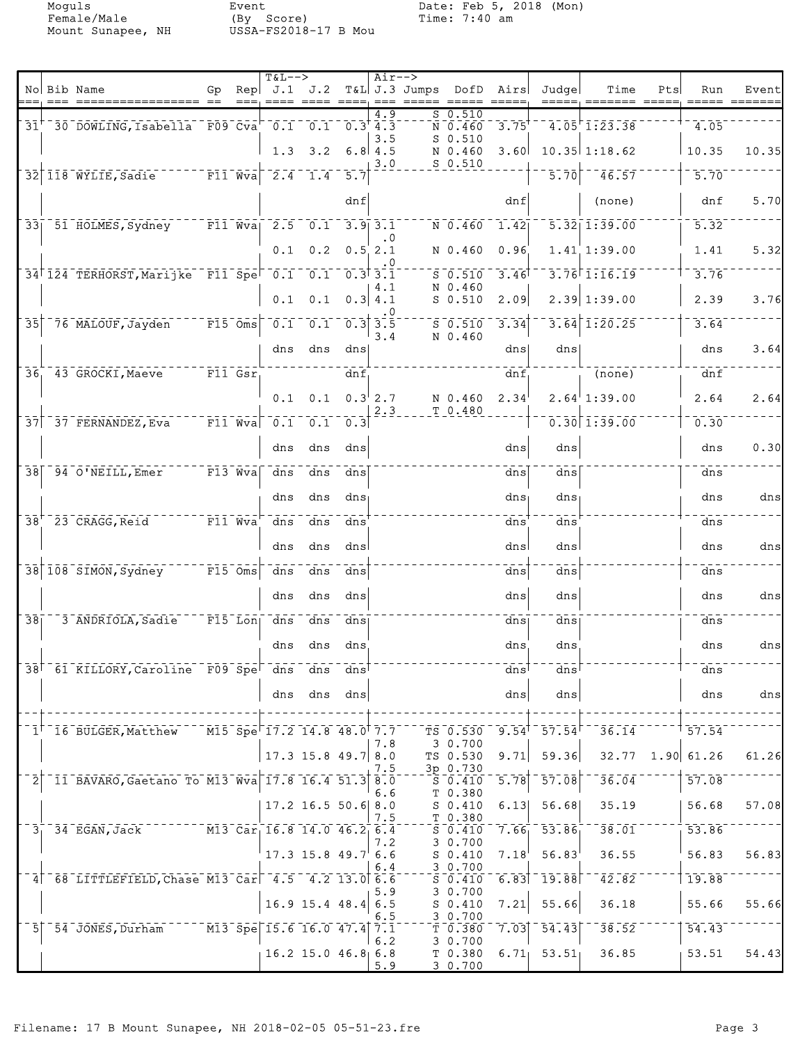Moguls
Female/Male
Mount Sunapee, NH

Event
(By Score)
USSA-FS2018-17 B Mou

Date: Feb 5, 2018 (Mon)
Time: 7:40 am

| No | Bib | Name | Gp | Rep | J.1 | J.2 | T&L | J.3 | Jumps | DofD | Airs | Judge | Time | Pts | Run | Event |
|---|---|---|---|---|---|---|---|---|---|---|---|---|---|---|---|---|
| | | | | | | | | 4.9 | S | 0.510 | | | | | | |
| 31 | 30 | DOWLING, Isabella | F09 | Cva | 0.1 | 0.1 | 0.3 | 4.3 | N | 0.460 | 3.75 | 4.05 | 1:23.38 | | 4.05 | |
| | | | | | | | | 3.5 | S | 0.510 | | | | | | |
| | | | | | 1.3 | 3.2 | 6.8 | 4.5 | N | 0.460 | 3.60 | 10.35 | 1:18.62 | | 10.35 | 10.35 |
| | | | | | | | | 3.0 | S | 0.510 | | | | | | |
| 32 | 118 | WYLIE, Sadie | F11 | Wva | 2.4 | 1.4 | 5.7 | | | | | 5.70 | 46.57 | | 5.70 | |
| | | | | | | | dnf | | | | dnf | | (none) | | dnf | 5.70 |
| 33 | 51 | HOLMES, Sydney | F11 | Wva | 2.5 | 0.1 | 3.9 | 3.1 | N | 0.460 | 1.42 | 5.32 | 1:39.00 | | 5.32 | |
| | | | | | | | | .0 | | | | | | | | |
| | | | | | 0.1 | 0.2 | 0.5 | 2.1 | N | 0.460 | 0.96 | 1.41 | 1:39.00 | | 1.41 | 5.32 |
| | | | | | | | | .0 | | | | | | | | |
| 34 | 124 | TERHORST, Marijke | F11 | Spe | 0.1 | 0.1 | 0.3 | 3.1 | S | 0.510 | 3.46 | 3.76 | 1:16.19 | | 3.76 | |
| | | | | | | | | 4.1 | N | 0.460 | | | | | | |
| | | | | | 0.1 | 0.1 | 0.3 | 4.1 | S | 0.510 | 2.09 | 2.39 | 1:39.00 | | 2.39 | 3.76 |
| | | | | | | | | .0 | | | | | | | | |
| 35 | 76 | MALOUF, Jayden | F15 | Oms | 0.1 | 0.1 | 0.3 | 3.5 | S | 0.510 | 3.34 | 3.64 | 1:20.25 | | 3.64 | |
| | | | | | | | | 3.4 | N | 0.460 | | | | | | |
| | | | | | dns | dns | dns | | | | dns | dns | | | dns | 3.64 |
| 36 | 43 | GROCKI, Maeve | F11 | Gsr | | | dnf | | | | dnf | | (none) | | dnf | |
| | | | | | 0.1 | 0.1 | 0.3 | 2.7 | N | 0.460 | 2.34 | 2.64 | 1:39.00 | | 2.64 | 2.64 |
| | | | | | | | | 2.3 | T | 0.480 | | | | | | |
| 37 | 37 | FERNANDEZ, Eva | F11 | Wva | 0.1 | 0.1 | 0.3 | | | | | 0.30 | 1:39.00 | | 0.30 | |
| | | | | | dns | dns | dns | | | | dns | dns | | | dns | 0.30 |
| 38 | 94 | O'NEILL, Emer | F13 | Wva | dns | dns | dns | | | | dns | dns | | | dns | |
| | | | | | dns | dns | dns | | | | dns | dns | | | dns | dns |
| 38 | 23 | CRAGG, Reid | F11 | Wva | dns | dns | dns | | | | dns | dns | | | dns | |
| | | | | | dns | dns | dns | | | | dns | dns | | | dns | dns |
| 38 | 108 | SIMON, Sydney | F15 | Oms | dns | dns | dns | | | | dns | dns | | | dns | |
| | | | | | dns | dns | dns | | | | dns | dns | | | dns | dns |
| 38 | 3 | ANDRIOLA, Sadie | F15 | Lon | dns | dns | dns | | | | dns | dns | | | dns | |
| | | | | | dns | dns | dns | | | | dns | dns | | | dns | dns |
| 38 | 61 | KILLORY, Caroline | F09 | Spe | dns | dns | dns | | | | dns | dns | | | dns | |
| | | | | | dns | dns | dns | | | | dns | dns | | | dns | dns |
| 1 | 16 | BULGER, Matthew | M15 | Spe | 17.2 | 14.8 | 48.0 | 7.7 | TS | 0.530 | 9.54 | 57.54 | 36.14 | | 57.54 | |
| | | | | | | | | 7.8 | 3 | 0.700 | | | | | | |
| | | | | | 17.3 | 15.8 | 49.7 | 8.0 | TS | 0.530 | 9.71 | 59.36 | 32.77 | 1.90 | 61.26 | 61.26 |
| | | | | | | | | 7.5 | 3p | 0.730 | | | | | | |
| 2 | 11 | BAVARO, Gaetano To | M13 | Wva | 17.8 | 16.4 | 51.3 | 8.0 | S | 0.410 | 5.78 | 57.08 | 36.04 | | 57.08 | |
| | | | | | | | | 6.6 | T | 0.380 | | | | | | |
| | | | | | 17.2 | 16.5 | 50.6 | 8.0 | S | 0.410 | 6.13 | 56.68 | 35.19 | | 56.68 | 57.08 |
| | | | | | | | | 7.5 | T | 0.380 | | | | | | |
| 3 | 34 | EGAN, Jack | M13 | Car | 16.8 | 14.0 | 46.2 | 6.4 | S | 0.410 | 7.66 | 53.86 | 38.01 | | 53.86 | |
| | | | | | | | | 7.2 | 3 | 0.700 | | | | | | |
| | | | | | 17.3 | 15.8 | 49.7 | 6.6 | S | 0.410 | 7.18 | 56.83 | 36.55 | | 56.83 | 56.83 |
| | | | | | | | | 6.4 | 3 | 0.700 | | | | | | |
| 4 | 68 | LITTLEFIELD, Chase | M13 | Car | 4.5 | 4.2 | 13.0 | 6.6 | S | 0.410 | 6.83 | 19.88 | 42.82 | | 19.88 | |
| | | | | | | | | 5.9 | 3 | 0.700 | | | | | | |
| | | | | | 16.9 | 15.4 | 48.4 | 6.5 | S | 0.410 | 7.21 | 55.66 | 36.18 | | 55.66 | 55.66 |
| | | | | | | | | 6.5 | 3 | 0.700 | | | | | | |
| 5 | 54 | JONES, Durham | M13 | Spe | 15.6 | 16.0 | 47.4 | 7.1 | T | 0.380 | 7.03 | 54.43 | 38.52 | | 54.43 | |
| | | | | | | | | 6.2 | 3 | 0.700 | | | | | | |
| | | | | | 16.2 | 15.0 | 46.8 | 6.8 | T | 0.380 | 6.71 | 53.51 | 36.85 | | 53.51 | 54.43 |
| | | | | | | | | 5.9 | 3 | 0.700 | | | | | | |

Filename: 17 B Mount Sunapee, NH 2018-02-05 05-51-23.fre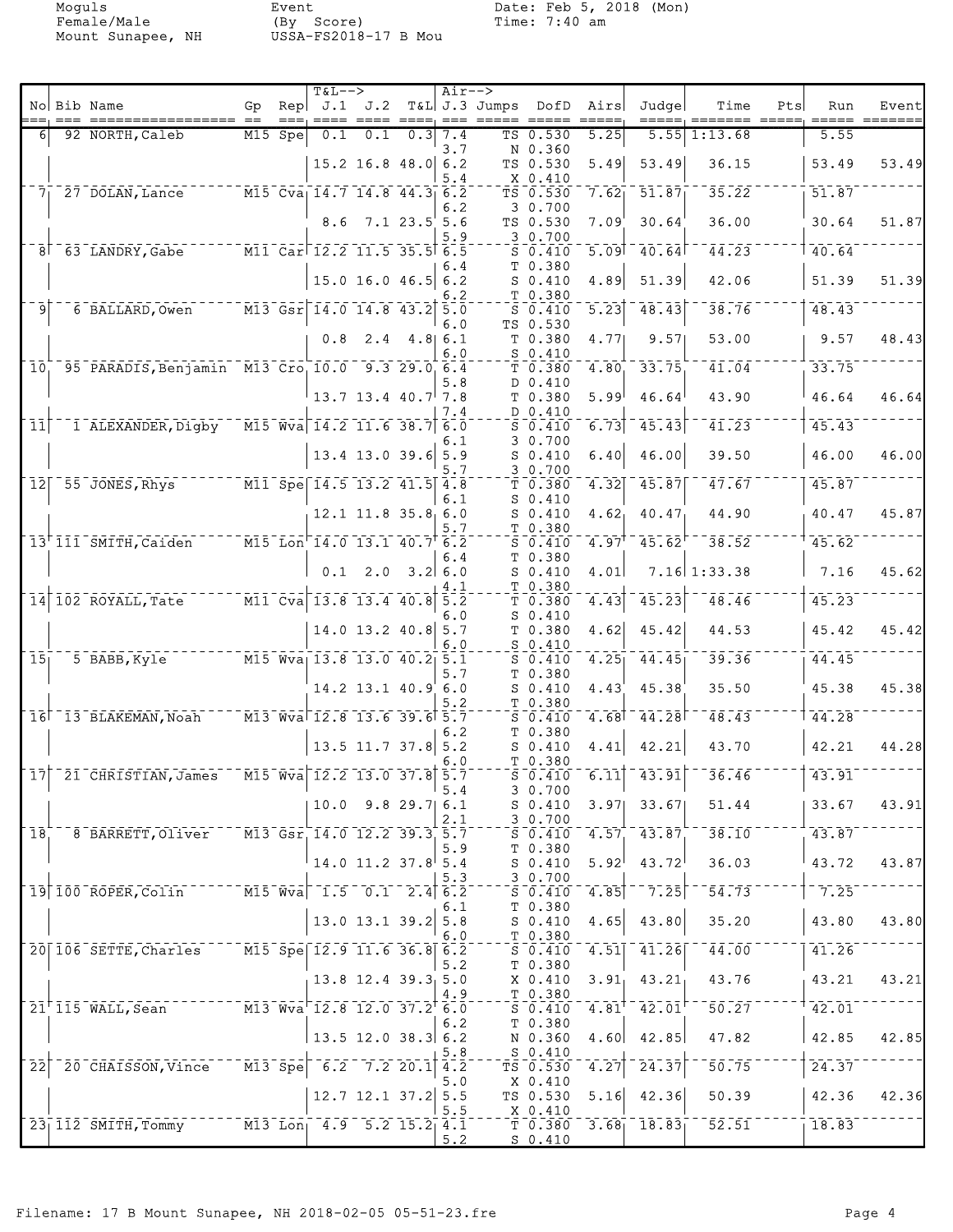Moguls
Female/Male
Mount Sunapee, NH

Event
(By Score)
USSA-FS2018-17 B Mou

Date: Feb 5, 2018 (Mon)
Time: 7:40 am

| No | Bib | Name | Gp | Rep | T&L--> J.1 | J.2 | T&L | Air--> J.3 | Jumps | DofD | Airs | Judge | Time | Pts | Run | Event |
|---|---|---|---|---|---|---|---|---|---|---|---|---|---|---|---|---|
| 6 | 92 | NORTH, Caleb | M15 | Spe | 0.1 | 0.1 | 0.3 | 7.4 | TS | 0.530 | 5.25 | 5.55 | 1:13.68 | | 5.55 | |
| | | | | | | | | 3.7 | N | 0.360 | | | | | | |
| | | | | | 15.2 | 16.8 | 48.0 | 6.2 | TS | 0.530 | 5.49 | 53.49 | 36.15 | | 53.49 | 53.49 |
| | | | | | | | | 5.4 | X | 0.410 | | | | | | |
| 7 | 27 | DOLAN, Lance | M15 | Cva | 14.7 | 14.8 | 44.3 | 6.2 | TS | 0.530 | 7.62 | 51.87 | 35.22 | | 51.87 | |
| | | | | | | | | 6.2 | 3 | 0.700 | | | | | | |
| | | | | | 8.6 | 7.1 | 23.5 | 5.6 | TS | 0.530 | 7.09 | 30.64 | 36.00 | | 30.64 | 51.87 |
| | | | | | | | | 5.9 | 3 | 0.700 | | | | | | |
| 8 | 63 | LANDRY, Gabe | M11 | Car | 12.2 | 11.5 | 35.5 | 6.5 | S | 0.410 | 5.09 | 40.64 | 44.23 | | 40.64 | |
| | | | | | | | | 6.4 | T | 0.380 | | | | | | |
| | | | | | 15.0 | 16.0 | 46.5 | 6.2 | S | 0.410 | 4.89 | 51.39 | 42.06 | | 51.39 | 51.39 |
| | | | | | | | | 6.2 | T | 0.380 | | | | | | |
| 9 | 6 | BALLARD, Owen | M13 | Gsr | 14.0 | 14.8 | 43.2 | 5.0 | S | 0.410 | 5.23 | 48.43 | 38.76 | | 48.43 | |
| | | | | | | | | 6.0 | TS | 0.530 | | | | | | |
| | | | | | 0.8 | 2.4 | 4.8 | 6.1 | T | 0.380 | 4.77 | 9.57 | 53.00 | | 9.57 | 48.43 |
| | | | | | | | | 6.0 | S | 0.410 | | | | | | |
| 10 | 95 | PARADIS, Benjamin | M13 | Cro | 10.0 | 9.3 | 29.0 | 6.4 | T | 0.380 | 4.80 | 33.75 | 41.04 | | 33.75 | |
| | | | | | | | | 5.8 | D | 0.410 | | | | | | |
| | | | | | 13.7 | 13.4 | 40.7 | 7.8 | T | 0.380 | 5.99 | 46.64 | 43.90 | | 46.64 | 46.64 |
| | | | | | | | | 7.4 | D | 0.410 | | | | | | |
| 11 | 1 | ALEXANDER, Digby | M15 | Wva | 14.2 | 11.6 | 38.7 | 6.0 | S | 0.410 | 6.73 | 45.43 | 41.23 | | 45.43 | |
| | | | | | | | | 6.1 | 3 | 0.700 | | | | | | |
| | | | | | 13.4 | 13.0 | 39.6 | 5.9 | S | 0.410 | 6.40 | 46.00 | 39.50 | | 46.00 | 46.00 |
| | | | | | | | | 5.7 | 3 | 0.700 | | | | | | |
| 12 | 55 | JONES, Rhys | M11 | Spe | 14.5 | 13.2 | 41.5 | 4.8 | T | 0.380 | 4.32 | 45.87 | 47.67 | | 45.87 | |
| | | | | | | | | 6.1 | S | 0.410 | | | | | | |
| | | | | | 12.1 | 11.8 | 35.8 | 6.0 | S | 0.410 | 4.62 | 40.47 | 44.90 | | 40.47 | 45.87 |
| | | | | | | | | 5.7 | T | 0.380 | | | | | | |
| 13 | 111 | SMITH, Caiden | M15 | Lon | 14.0 | 13.1 | 40.7 | 6.2 | S | 0.410 | 4.97 | 45.62 | 38.52 | | 45.62 | |
| | | | | | | | | 6.4 | T | 0.380 | | | | | | |
| | | | | | 0.1 | 2.0 | 3.2 | 6.0 | S | 0.410 | 4.01 | 7.16 | 1:33.38 | | 7.16 | 45.62 |
| | | | | | | | | 4.1 | T | 0.380 | | | | | | |
| 14 | 102 | ROYALL, Tate | M11 | Cva | 13.8 | 13.4 | 40.8 | 5.2 | T | 0.380 | 4.43 | 45.23 | 48.46 | | 45.23 | |
| | | | | | | | | 6.0 | S | 0.410 | | | | | | |
| | | | | | 14.0 | 13.2 | 40.8 | 5.7 | T | 0.380 | 4.62 | 45.42 | 44.53 | | 45.42 | 45.42 |
| | | | | | | | | 6.0 | S | 0.410 | | | | | | |
| 15 | 5 | BABB, Kyle | M15 | Wva | 13.8 | 13.0 | 40.2 | 5.1 | S | 0.410 | 4.25 | 44.45 | 39.36 | | 44.45 | |
| | | | | | | | | 5.7 | T | 0.380 | | | | | | |
| | | | | | 14.2 | 13.1 | 40.9 | 6.0 | S | 0.410 | 4.43 | 45.38 | 35.50 | | 45.38 | 45.38 |
| | | | | | | | | 5.2 | T | 0.380 | | | | | | |
| 16 | 13 | BLAKEMAN, Noah | M13 | Wva | 12.8 | 13.6 | 39.6 | 5.7 | S | 0.410 | 4.68 | 44.28 | 48.43 | | 44.28 | |
| | | | | | | | | 6.2 | T | 0.380 | | | | | | |
| | | | | | 13.5 | 11.7 | 37.8 | 5.2 | S | 0.410 | 4.41 | 42.21 | 43.70 | | 42.21 | 44.28 |
| | | | | | | | | 6.0 | T | 0.380 | | | | | | |
| 17 | 21 | CHRISTIAN, James | M15 | Wva | 12.2 | 13.0 | 37.8 | 5.7 | S | 0.410 | 6.11 | 43.91 | 36.46 | | 43.91 | |
| | | | | | | | | 5.4 | 3 | 0.700 | | | | | | |
| | | | | | 10.0 | 9.8 | 29.7 | 6.1 | S | 0.410 | 3.97 | 33.67 | 51.44 | | 33.67 | 43.91 |
| | | | | | | | | 2.1 | 3 | 0.700 | | | | | | |
| 18 | 8 | BARRETT, Oliver | M13 | Gsr | 14.0 | 12.2 | 39.3 | 5.7 | S | 0.410 | 4.57 | 43.87 | 38.10 | | 43.87 | |
| | | | | | | | | 5.9 | T | 0.380 | | | | | | |
| | | | | | 14.0 | 11.2 | 37.8 | 5.4 | S | 0.410 | 5.92 | 43.72 | 36.03 | | 43.72 | 43.87 |
| | | | | | | | | 5.3 | 3 | 0.700 | | | | | | |
| 19 | 100 | ROPER, Colin | M15 | Wva | 1.5 | 0.1 | 2.4 | 6.2 | S | 0.410 | 4.85 | 7.25 | 54.73 | | 7.25 | |
| | | | | | | | | 6.1 | T | 0.380 | | | | | | |
| | | | | | 13.0 | 13.1 | 39.2 | 5.8 | S | 0.410 | 4.65 | 43.80 | 35.20 | | 43.80 | 43.80 |
| | | | | | | | | 6.0 | T | 0.380 | | | | | | |
| 20 | 106 | SETTE, Charles | M15 | Spe | 12.9 | 11.6 | 36.8 | 6.2 | S | 0.410 | 4.51 | 41.26 | 44.00 | | 41.26 | |
| | | | | | | | | 5.2 | T | 0.380 | | | | | | |
| | | | | | 13.8 | 12.4 | 39.3 | 5.0 | X | 0.410 | 3.91 | 43.21 | 43.76 | | 43.21 | 43.21 |
| | | | | | | | | 4.9 | T | 0.380 | | | | | | |
| 21 | 115 | WALL, Sean | M13 | Wva | 12.8 | 12.0 | 37.2 | 6.0 | S | 0.410 | 4.81 | 42.01 | 50.27 | | 42.01 | |
| | | | | | | | | 6.2 | T | 0.380 | | | | | | |
| | | | | | 13.5 | 12.0 | 38.3 | 6.2 | N | 0.360 | 4.60 | 42.85 | 47.82 | | 42.85 | 42.85 |
| | | | | | | | | 5.8 | S | 0.410 | | | | | | |
| 22 | 20 | CHAISSON, Vince | M13 | Spe | 6.2 | 7.2 | 20.1 | 4.2 | TS | 0.530 | 4.27 | 24.37 | 50.75 | | 24.37 | |
| | | | | | | | | 5.0 | X | 0.410 | | | | | | |
| | | | | | 12.7 | 12.1 | 37.2 | 5.5 | TS | 0.530 | 5.16 | 42.36 | 50.39 | | 42.36 | 42.36 |
| | | | | | | | | 5.5 | X | 0.410 | | | | | | |
| 23 | 112 | SMITH, Tommy | M13 | Lon | 4.9 | 5.2 | 15.2 | 4.1 | T | 0.380 | 3.68 | 18.83 | 52.51 | | 18.83 | |
| | | | | | | | | 5.2 | S | 0.410 | | | | | | |

Filename: 17 B Mount Sunapee, NH 2018-02-05 05-51-23.fre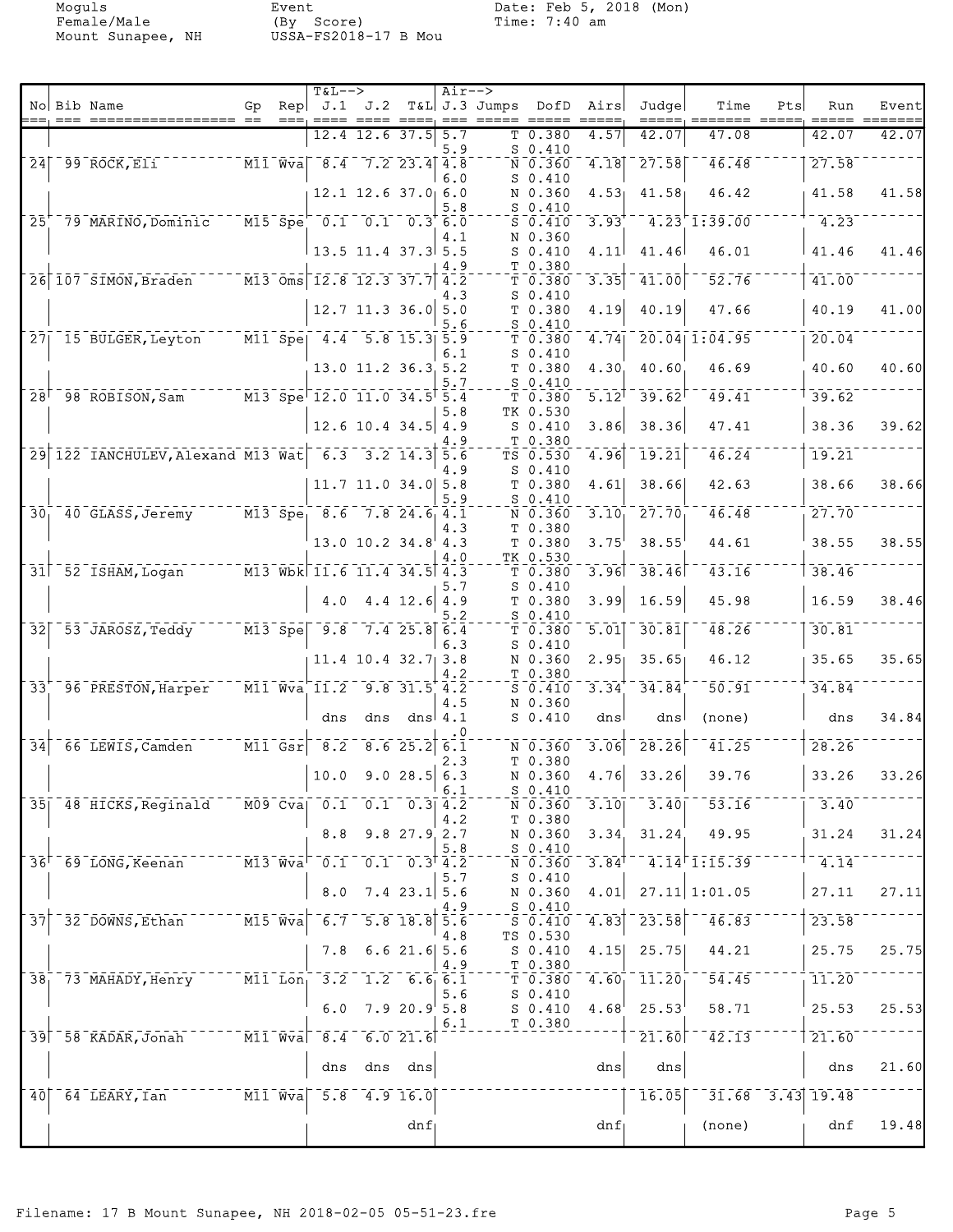Moguls
Female/Male
Mount Sunapee, NH

Event
(By Score)
USSA-FS2018-17 B Mou

Date: Feb 5, 2018 (Mon)
Time: 7:40 am

| No | Bib | Name | Gp | Rep | J.1 | J.2 | T&L | J.3 | Jumps | DofD | Airs | Judge | Time | Pts | Run | Event |
|---|---|---|---|---|---|---|---|---|---|---|---|---|---|---|---|---|
| | | | | | 12.4 | 12.6 | 37.5 | 5.7 | T | 0.380 | 4.57 | 42.07 | 47.08 | | 42.07 | 42.07 |
| | | | | | | | | 5.9 | S | 0.410 | | | | | | |
| 24 | 99 | ROCK,Eli | M11 | Wva | 8.4 | 7.2 | 23.4 | 4.8 | N | 0.360 | 4.18 | 27.58 | 46.48 | | 27.58 | |
| | | | | | | | | 6.0 | S | 0.410 | | | | | | |
| | | | | | 12.1 | 12.6 | 37.0 | 6.0 | N | 0.360 | 4.53 | 41.58 | 46.42 | | 41.58 | 41.58 |
| | | | | | | | | 5.8 | S | 0.410 | | | | | | |
| 25 | 79 | MARINO,Dominic | M15 | Spe | 0.1 | 0.1 | 0.3 | 6.0 | S | 0.410 | 3.93 | 4.23 | 1:39.00 | | 4.23 | |
| | | | | | | | | 4.1 | N | 0.360 | | | | | | |
| | | | | | 13.5 | 11.4 | 37.3 | 5.5 | S | 0.410 | 4.11 | 41.46 | 46.01 | | 41.46 | 41.46 |
| | | | | | | | | 4.9 | T | 0.380 | | | | | | |
| 26 | 107 | SIMON,Braden | M13 | Oms | 12.8 | 12.3 | 37.7 | 4.2 | T | 0.380 | 3.35 | 41.00 | 52.76 | | 41.00 | |
| | | | | | | | | 4.3 | S | 0.410 | | | | | | |
| | | | | | 12.7 | 11.3 | 36.0 | 5.0 | T | 0.380 | 4.19 | 40.19 | 47.66 | | 40.19 | 41.00 |
| | | | | | | | | 5.6 | S | 0.410 | | | | | | |
| 27 | 15 | BULGER,Leyton | M11 | Spe | 4.4 | 5.8 | 15.3 | 5.9 | T | 0.380 | 4.74 | 20.04 | 1:04.95 | | 20.04 | |
| | | | | | | | | 6.1 | S | 0.410 | | | | | | |
| | | | | | 13.0 | 11.2 | 36.3 | 5.2 | T | 0.380 | 4.30 | 40.60 | 46.69 | | 40.60 | 40.60 |
| | | | | | | | | 5.7 | S | 0.410 | | | | | | |
| 28 | 98 | ROBISON,Sam | M13 | Spe | 12.0 | 11.0 | 34.5 | 5.4 | T | 0.380 | 5.12 | 39.62 | 49.41 | | 39.62 | |
| | | | | | | | | 5.8 | TK | 0.530 | | | | | | |
| | | | | | 12.6 | 10.4 | 34.5 | 4.9 | S | 0.410 | 3.86 | 38.36 | 47.41 | | 38.36 | 39.62 |
| | | | | | | | | 4.9 | T | 0.380 | | | | | | |
| 29 | 122 | IANCHULEV,Alexand | M13 | Wat | 6.3 | 3.2 | 14.3 | 5.6 | TS | 0.530 | 4.96 | 19.21 | 46.24 | | 19.21 | |
| | | | | | | | | 4.9 | S | 0.410 | | | | | | |
| | | | | | 11.7 | 11.0 | 34.0 | 5.8 | T | 0.380 | 4.61 | 38.66 | 42.63 | | 38.66 | 38.66 |
| | | | | | | | | 5.9 | S | 0.410 | | | | | | |
| 30 | 40 | GLASS,Jeremy | M13 | Spe | 8.6 | 7.8 | 24.6 | 4.1 | N | 0.360 | 3.10 | 27.70 | 46.48 | | 27.70 | |
| | | | | | | | | 4.3 | T | 0.380 | | | | | | |
| | | | | | 13.0 | 10.2 | 34.8 | 4.3 | T | 0.380 | 3.75 | 38.55 | 44.61 | | 38.55 | 38.55 |
| | | | | | | | | 4.0 | TK | 0.530 | | | | | | |
| 31 | 52 | ISHAM,Logan | M13 | Wbk | 11.6 | 11.4 | 34.5 | 4.3 | T | 0.380 | 3.96 | 38.46 | 43.16 | | 38.46 | |
| | | | | | | | | 5.7 | S | 0.410 | | | | | | |
| | | | | | 4.0 | 4.4 | 12.6 | 4.9 | T | 0.380 | 3.99 | 16.59 | 45.98 | | 16.59 | 38.46 |
| | | | | | | | | 5.2 | S | 0.410 | | | | | | |
| 32 | 53 | JAROSZ,Teddy | M13 | Spe | 9.8 | 7.4 | 25.8 | 6.4 | T | 0.380 | 5.01 | 30.81 | 48.26 | | 30.81 | |
| | | | | | | | | 6.3 | S | 0.410 | | | | | | |
| | | | | | 11.4 | 10.4 | 32.7 | 3.8 | N | 0.360 | 2.95 | 35.65 | 46.12 | | 35.65 | 35.65 |
| | | | | | | | | 4.2 | T | 0.380 | | | | | | |
| 33 | 96 | PRESTON,Harper | M11 | Wva | 11.2 | 9.8 | 31.5 | 4.2 | S | 0.410 | 3.34 | 34.84 | 50.91 | | 34.84 | |
| | | | | | | | | 4.5 | N | 0.360 | | | | | | |
| | | | | | dns | dns | dns | 4.1 | S | 0.410 | dns | dns | (none) | | dns | 34.84 |
| | | | | | | | | .0 | | | | | | | | |
| 34 | 66 | LEWIS,Camden | M11 | Gsr | 8.2 | 8.6 | 25.2 | 6.1 | N | 0.360 | 3.06 | 28.26 | 41.25 | | 28.26 | |
| | | | | | | | | 2.3 | T | 0.380 | | | | | | |
| | | | | | 10.0 | 9.0 | 28.5 | 6.3 | N | 0.360 | 4.76 | 33.26 | 39.76 | | 33.26 | 33.26 |
| | | | | | | | | 6.1 | S | 0.410 | | | | | | |
| 35 | 48 | HICKS,Reginald | M09 | Cva | 0.1 | 0.1 | 0.3 | 4.2 | N | 0.360 | 3.10 | 3.40 | 53.16 | | 3.40 | |
| | | | | | | | | 4.2 | T | 0.380 | | | | | | |
| | | | | | 8.8 | 9.8 | 27.9 | 2.7 | N | 0.360 | 3.34 | 31.24 | 49.95 | | 31.24 | 31.24 |
| | | | | | | | | 5.8 | S | 0.410 | | | | | | |
| 36 | 69 | LONG,Keenan | M13 | Wva | 0.1 | 0.1 | 0.3 | 4.2 | N | 0.360 | 3.84 | 4.14 | 1:15.39 | | 4.14 | |
| | | | | | | | | 5.7 | S | 0.410 | | | | | | |
| | | | | | 8.0 | 7.4 | 23.1 | 5.6 | N | 0.360 | 4.01 | 27.11 | 1:01.05 | | 27.11 | 27.11 |
| | | | | | | | | 4.9 | S | 0.410 | | | | | | |
| 37 | 32 | DOWNS,Ethan | M15 | Wva | 6.7 | 5.8 | 18.8 | 5.6 | S | 0.410 | 4.83 | 23.58 | 46.83 | | 23.58 | |
| | | | | | | | | 4.8 | TS | 0.530 | | | | | | |
| | | | | | 7.8 | 6.6 | 21.6 | 5.6 | S | 0.410 | 4.15 | 25.75 | 44.21 | | 25.75 | 25.75 |
| | | | | | | | | 4.9 | T | 0.380 | | | | | | |
| 38 | 73 | MAHADY,Henry | M11 | Lon | 3.2 | 1.2 | 6.6 | 6.1 | T | 0.380 | 4.60 | 11.20 | 54.45 | | 11.20 | |
| | | | | | | | | 5.6 | S | 0.410 | | | | | | |
| | | | | | 6.0 | 7.9 | 20.9 | 5.8 | S | 0.410 | 4.68 | 25.53 | 58.71 | | 25.53 | 25.53 |
| | | | | | | | | 6.1 | T | 0.380 | | | | | | |
| 39 | 58 | KADAR,Jonah | M11 | Wva | 8.4 | 6.0 | 21.6 | | | | | 21.60 | 42.13 | | 21.60 | |
| | | | | | dns | dns | dns | | | | dns | dns | | | dns | 21.60 |
| 40 | 64 | LEARY,Ian | M11 | Wva | 5.8 | 4.9 | 16.0 | | | | | 16.05 | 31.68 | 3.43 | 19.48 | |
| | | | | | | | dnf | | | | dnf | | (none) | | dnf | 19.48 |

Filename: 17 B Mount Sunapee, NH 2018-02-05 05-51-23.fre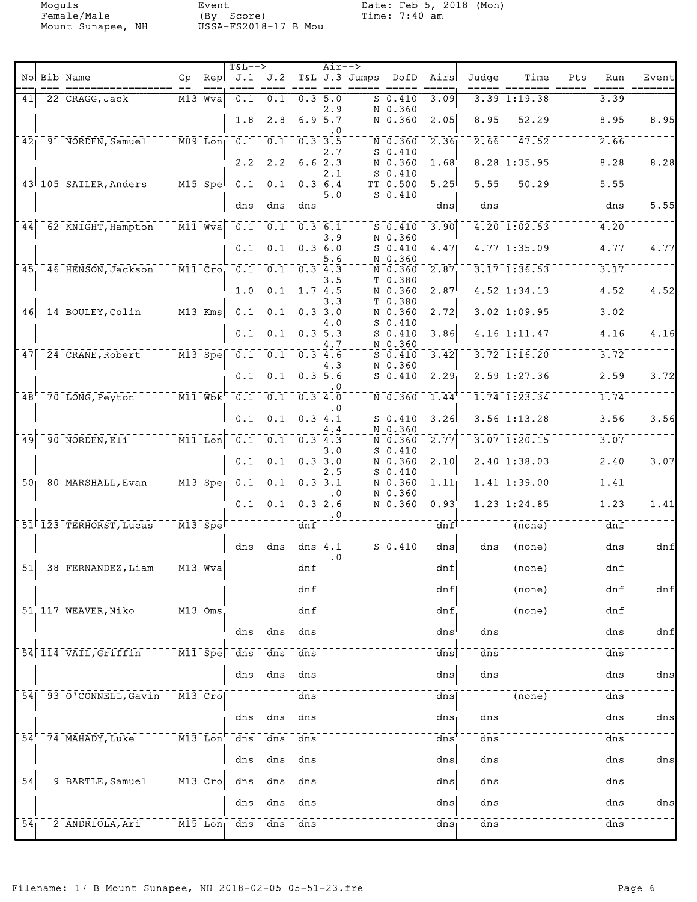Moguls
Female/Male
Mount Sunapee, NH

Event
(By Score)
USSA-FS2018-17 B Mou

Date: Feb 5, 2018 (Mon)
Time: 7:40 am

| No | Bib | Name | Gp | Rep | T&L J.1 | J.2 | T&L | Air J.3 | Jumps | DofD | Airs | Judge | Time | Pts | Run | Event |
|---|---|---|---|---|---|---|---|---|---|---|---|---|---|---|---|---|
| 41 | 22 | CRAGG, Jack | M13 | Wva | 0.1 | 0.1 | 0.3 | 5.0 / 2.9 | S / N | 0.410 / 0.360 | 3.09 | 3.39 | 1:19.38 | | 3.39 | |
| | | | | | 1.8 | 2.8 | 6.9 | 5.7 / .0 | N | 0.360 | 2.05 | 8.95 | 52.29 | | 8.95 | 8.95 |
| 42 | 91 | NORDEN, Samuel | M09 | Lon | 0.1 | 0.1 | 0.3 | 3.5 / 2.7 | N / S | 0.360 / 0.410 | 2.36 | 2.66 | 47.52 | | 2.66 | |
| | | | | | 2.2 | 2.2 | 6.6 | 2.3 / 2.1 | N / S | 0.360 / 0.410 | 1.68 | 8.28 | 1:35.95 | | 8.28 | 8.28 |
| 43 | 105 | SAILER, Anders | M15 | Spe | 0.1 | 0.1 | 0.3 | 6.4 / 5.0 | TT / S | 0.500 / 0.410 | 5.25 | 5.55 | 50.29 | | 5.55 | |
| | | | | | dns | dns | dns | | | | dns | dns | | | dns | 5.55 |
| 44 | 62 | KNIGHT, Hampton | M11 | Wva | 0.1 | 0.1 | 0.3 | 6.1 / 3.9 | S / N | 0.410 / 0.360 | 3.90 | 4.20 | 1:02.53 | | 4.20 | |
| | | | | | 0.1 | 0.1 | 0.3 | 6.0 / 5.6 | S / N | 0.410 / 0.360 | 4.47 | 4.77 | 1:35.09 | | 4.77 | 4.77 |
| 45 | 46 | HENSON, Jackson | M11 | Cro | 0.1 | 0.1 | 0.3 | 4.3 / 3.5 | N / T | 0.360 / 0.380 | 2.87 | 3.17 | 1:36.53 | | 3.17 | |
| | | | | | 1.0 | 0.1 | 1.7 | 4.5 / 3.3 | N / T | 0.360 / 0.380 | 2.87 | 4.52 | 1:34.13 | | 4.52 | 4.52 |
| 46 | 14 | BOULEY, Colin | M13 | Kms | 0.1 | 0.1 | 0.3 | 3.0 / 4.0 | N / S | 0.360 / 0.410 | 2.72 | 3.02 | 1:09.95 | | 3.02 | |
| | | | | | 0.1 | 0.1 | 0.3 | 5.3 / 4.7 | S / N | 0.410 / 0.360 | 3.86 | 4.16 | 1:11.47 | | 4.16 | 4.16 |
| 47 | 24 | CRANE, Robert | M13 | Spe | 0.1 | 0.1 | 0.3 | 4.6 / 4.3 | S / N | 0.410 / 0.360 | 3.42 | 3.72 | 1:16.20 | | 3.72 | |
| | | | | | 0.1 | 0.1 | 0.3 | 5.6 / .0 | S | 0.410 | 2.29 | 2.59 | 1:27.36 | | 2.59 | 3.72 |
| 48 | 70 | LONG, Peyton | M11 | Wbk | 0.1 | 0.1 | 0.3 | 4.0 / .0 | N | 0.360 | 1.44 | 1.74 | 1:23.34 | | 1.74 | |
| | | | | | 0.1 | 0.1 | 0.3 | 4.1 / 4.4 | S / N | 0.410 / 0.360 | 3.26 | 3.56 | 1:13.28 | | 3.56 | 3.56 |
| 49 | 90 | NORDEN, Eli | M11 | Lon | 0.1 | 0.1 | 0.3 | 4.3 / 3.0 | N / S | 0.360 / 0.410 | 2.77 | 3.07 | 1:20.15 | | 3.07 | |
| | | | | | 0.1 | 0.1 | 0.3 | 3.0 / 2.5 | N / S | 0.360 / 0.410 | 2.10 | 2.40 | 1:38.03 | | 2.40 | 3.07 |
| 50 | 80 | MARSHALL, Evan | M13 | Spe | 0.1 | 0.1 | 0.3 | 3.1 / .0 | N / N | 0.360 / 0.360 | 1.11 | 1.41 | 1:39.00 | | 1.41 | |
| | | | | | 0.1 | 0.1 | 0.3 | 2.6 / .0 | N | 0.360 | 0.93 | 1.23 | 1:24.85 | | 1.23 | 1.41 |
| 51 | 123 | TERHORST, Lucas | M13 | Spe | | | dnf | | | | dnf | | (none) | | dnf | |
| | | | | | dns | dns | dns | 4.1 / .0 | S | 0.410 | dns | dns | (none) | | dns | dnf |
| 51 | 38 | FERNANDEZ, Liam | M13 | Wva | | | dnf | | | | dnf | | (none) | | dnf | |
| | | | | | | | dnf | | | | dnf | | (none) | | dnf | dnf |
| 51 | 117 | WEAVER, Niko | M13 | Oms | | | dnf | | | | dnf | | (none) | | dnf | |
| | | | | | dns | dns | dns | | | | dns | dns | | | dns | dnf |
| 54 | 114 | VAIL, Griffin | M11 | Spe | dns | dns | dns | | | | dns | dns | | | dns | |
| | | | | | dns | dns | dns | | | | dns | dns | | | dns | dns |
| 54 | 93 | O'CONNELL, Gavin | M13 | Cro | | | dns | | | | dns | | (none) | | dns | |
| | | | | | dns | dns | dns | | | | dns | dns | | | dns | dns |
| 54 | 74 | MAHADY, Luke | M13 | Lon | dns | dns | dns | | | | dns | dns | | | dns | |
| | | | | | dns | dns | dns | | | | dns | dns | | | dns | dns |
| 54 | 9 | BARTLE, Samuel | M13 | Cro | dns | dns | dns | | | | dns | dns | | | dns | |
| | | | | | dns | dns | dns | | | | dns | dns | | | dns | dns |
| 54 | 2 | ANDRIOLA, Ari | M15 | Lon | dns | dns | dns | | | | dns | dns | | | dns | |

Filename: 17 B Mount Sunapee, NH 2018-02-05 05-51-23.fre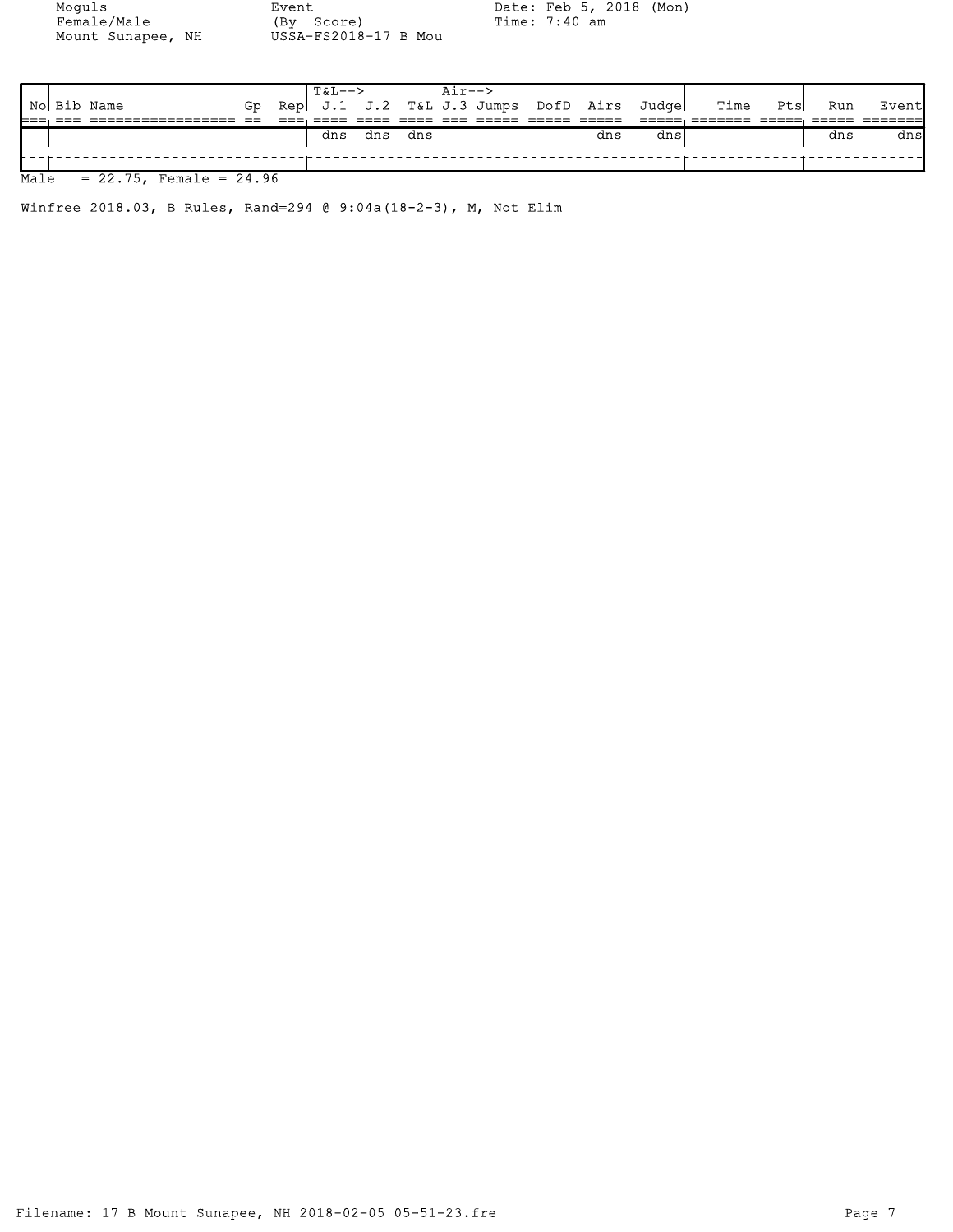Moguls Event Date: Feb 5, 2018 (Mon)
Female/Male (By Score) Time: 7:40 am
Mount Sunapee, NH USSA-FS2018-17 B Mou

| No | Bib | Name | Gp | Rep | T&L--> J.1 | J.2 | T&L | Air--> J.3 | Jumps | DofD | Airs | Judge | Time | Pts | Run | Event |
|---|---|---|---|---|---|---|---|---|---|---|---|---|---|---|---|---|
| | | | | | dns | dns | dns | | | | dns | dns | | | dns | dns |

Male = 22.75, Female = 24.96

Winfree 2018.03, B Rules, Rand=294 @ 9:04a(18-2-3), M, Not Elim

Filename: 17 B Mount Sunapee, NH 2018-02-05 05-51-23.fre